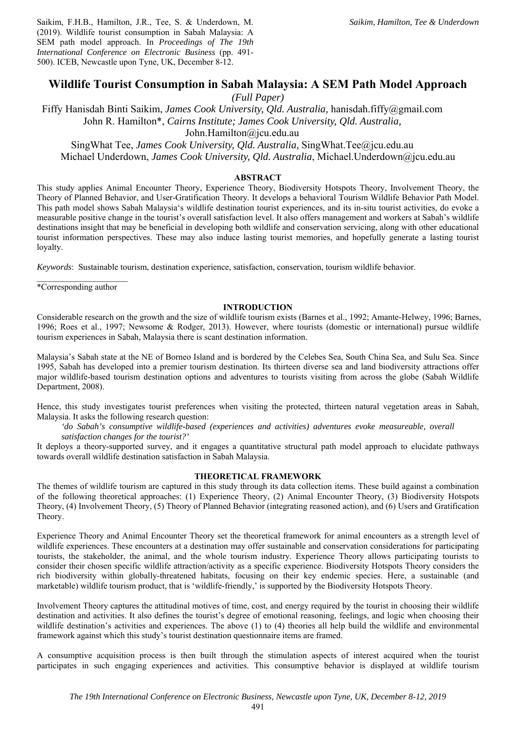Saikim, F.H.B., Hamilton, J.R., Tee, S. & Underdown, M. (2019). Wildlife tourist consumption in Sabah Malaysia: A SEM path model approach. In *Proceedings of The 19th International Conference on Electronic Business* (pp. 491-500). ICEB, Newcastle upon Tyne, UK, December 8-12.

# Wildlife Tourist Consumption in Sabah Malaysia: A SEM Path Model Approach

*(Full Paper)*

Fiffy Hanisdah Binti Saikim, *James Cook University, Qld. Australia,* hanisdah.fiffy@gmail.com
John R. Hamilton*, *Cairns Institute; James Cook University, Qld. Australia,* John.Hamilton@jcu.edu.au
SingWhat Tee, *James Cook University, Qld. Australia,* SingWhat.Tee@jcu.edu.au
Michael Underdown, *James Cook University, Qld. Australia*, Michael.Underdown@jcu.edu.au

## ABSTRACT

This study applies Animal Encounter Theory, Experience Theory, Biodiversity Hotspots Theory, Involvement Theory, the Theory of Planned Behavior, and User-Gratification Theory. It develops a behavioral Tourism Wildlife Behavior Path Model. This path model shows Sabah Malaysia's wildlife destination tourist experiences, and its in-situ tourist activities, do evoke a measurable positive change in the tourist's overall satisfaction level. It also offers management and workers at Sabah's wildlife destinations insight that may be beneficial in developing both wildlife and conservation servicing, along with other educational tourist information perspectives. These may also induce lasting tourist memories, and hopefully generate a lasting tourist loyalty.

*Keywords*: Sustainable tourism, destination experience, satisfaction, conservation, tourism wildlife behavior.

*Corresponding author

## INTRODUCTION

Considerable research on the growth and the size of wildlife tourism exists (Barnes et al., 1992; Amante-Helwey, 1996; Barnes, 1996; Roes et al., 1997; Newsome & Rodger, 2013). However, where tourists (domestic or international) pursue wildlife tourism experiences in Sabah, Malaysia there is scant destination information.

Malaysia's Sabah state at the NE of Borneo Island and is bordered by the Celebes Sea, South China Sea, and Sulu Sea. Since 1995, Sabah has developed into a premier tourism destination. Its thirteen diverse sea and land biodiversity attractions offer major wildlife-based tourism destination options and adventures to tourists visiting from across the globe (Sabah Wildlife Department, 2008).

Hence, this study investigates tourist preferences when visiting the protected, thirteen natural vegetation areas in Sabah, Malaysia. It asks the following research question:

> *'do Sabah's consumptive wildlife-based (experiences and activities) adventures evoke measureable, overall satisfaction changes for the tourist?'*

It deploys a theory-supported survey, and it engages a quantitative structural path model approach to elucidate pathways towards overall wildlife destination satisfaction in Sabah Malaysia.

## THEORETICAL FRAMEWORK

The themes of wildlife tourism are captured in this study through its data collection items. These build against a combination of the following theoretical approaches: (1) Experience Theory, (2) Animal Encounter Theory, (3) Biodiversity Hotspots Theory, (4) Involvement Theory, (5) Theory of Planned Behavior (integrating reasoned action), and (6) Users and Gratification Theory.

Experience Theory and Animal Encounter Theory set the theoretical framework for animal encounters as a strength level of wildlife experiences. These encounters at a destination may offer sustainable and conservation considerations for participating tourists, the stakeholder, the animal, and the whole tourism industry. Experience Theory allows participating tourists to consider their chosen specific wildlife attraction/activity as a specific experience. Biodiversity Hotspots Theory considers the rich biodiversity within globally-threatened habitats, focusing on their key endemic species. Here, a sustainable (and marketable) wildlife tourism product, that is 'wildlife-friendly,' is supported by the Biodiversity Hotspots Theory.

Involvement Theory captures the attitudinal motives of time, cost, and energy required by the tourist in choosing their wildlife destination and activities. It also defines the tourist's degree of emotional reasoning, feelings, and logic when choosing their wildlife destination's activities and experiences. The above (1) to (4) theories all help build the wildlife and environmental framework against which this study's tourist destination questionnaire items are framed.

A consumptive acquisition process is then built through the stimulation aspects of interest acquired when the tourist participates in such engaging experiences and activities. This consumptive behavior is displayed at wildlife tourism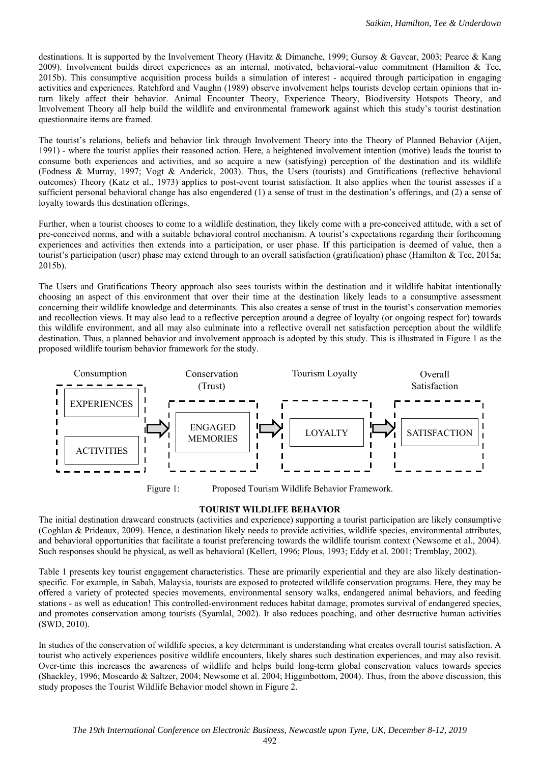destinations. It is supported by the Involvement Theory (Havitz & Dimanche, 1999; Gursoy & Gavcar, 2003; Pearce & Kang 2009). Involvement builds direct experiences as an internal, motivated, behavioral-value commitment (Hamilton & Tee, 2015b). This consumptive acquisition process builds a simulation of interest - acquired through participation in engaging activities and experiences. Ratchford and Vaughn (1989) observe involvement helps tourists develop certain opinions that in-turn likely affect their behavior. Animal Encounter Theory, Experience Theory, Biodiversity Hotspots Theory, and Involvement Theory all help build the wildlife and environmental framework against which this study's tourist destination questionnaire items are framed.

The tourist's relations, beliefs and behavior link through Involvement Theory into the Theory of Planned Behavior (Aijen, 1991) - where the tourist applies their reasoned action. Here, a heightened involvement intention (motive) leads the tourist to consume both experiences and activities, and so acquire a new (satisfying) perception of the destination and its wildlife (Fodness & Murray, 1997; Vogt & Anderick, 2003). Thus, the Users (tourists) and Gratifications (reflective behavioral outcomes) Theory (Katz et al., 1973) applies to post-event tourist satisfaction. It also applies when the tourist assesses if a sufficient personal behavioral change has also engendered (1) a sense of trust in the destination's offerings, and (2) a sense of loyalty towards this destination offerings.

Further, when a tourist chooses to come to a wildlife destination, they likely come with a pre-conceived attitude, with a set of pre-conceived norms, and with a suitable behavioral control mechanism. A tourist's expectations regarding their forthcoming experiences and activities then extends into a participation, or user phase. If this participation is deemed of value, then a tourist's participation (user) phase may extend through to an overall satisfaction (gratification) phase (Hamilton & Tee, 2015a; 2015b).

The Users and Gratifications Theory approach also sees tourists within the destination and it wildlife habitat intentionally choosing an aspect of this environment that over their time at the destination likely leads to a consumptive assessment concerning their wildlife knowledge and determinants. This also creates a sense of trust in the tourist's conservation memories and recollection views. It may also lead to a reflective perception around a degree of loyalty (or ongoing respect for) towards this wildlife environment, and all may also culminate into a reflective overall net satisfaction perception about the wildlife destination. Thus, a planned behavior and involvement approach is adopted by this study. This is illustrated in Figure 1 as the proposed wildlife tourism behavior framework for the study.

Consumption: EXPERIENCES, ACTIVITIES → Conservation (Trust): ENGAGED MEMORIES → Tourism Loyalty: LOYALTY → Overall Satisfaction: SATISFACTION

Figure 1: Proposed Tourism Wildlife Behavior Framework.

## TOURIST WILDLIFE BEHAVIOR

The initial destination drawcard constructs (activities and experience) supporting a tourist participation are likely consumptive (Coghlan & Prideaux, 2009). Hence, a destination likely needs to provide activities, wildlife species, environmental attributes, and behavioral opportunities that facilitate a tourist preferencing towards the wildlife tourism context (Newsome et al., 2004). Such responses should be physical, as well as behavioral (Kellert, 1996; Plous, 1993; Eddy et al. 2001; Tremblay, 2002).

Table 1 presents key tourist engagement characteristics. These are primarily experiential and they are also likely destination-specific. For example, in Sabah, Malaysia, tourists are exposed to protected wildlife conservation programs. Here, they may be offered a variety of protected species movements, environmental sensory walks, endangered animal behaviors, and feeding stations - as well as education! This controlled-environment reduces habitat damage, promotes survival of endangered species, and promotes conservation among tourists (Syamlal, 2002). It also reduces poaching, and other destructive human activities (SWD, 2010).

In studies of the conservation of wildlife species, a key determinant is understanding what creates overall tourist satisfaction. A tourist who actively experiences positive wildlife encounters, likely shares such destination experiences, and may also revisit. Over-time this increases the awareness of wildlife and helps build long-term global conservation values towards species (Shackley, 1996; Moscardo & Saltzer, 2004; Newsome et al. 2004; Higginbottom, 2004). Thus, from the above discussion, this study proposes the Tourist Wildlife Behavior model shown in Figure 2.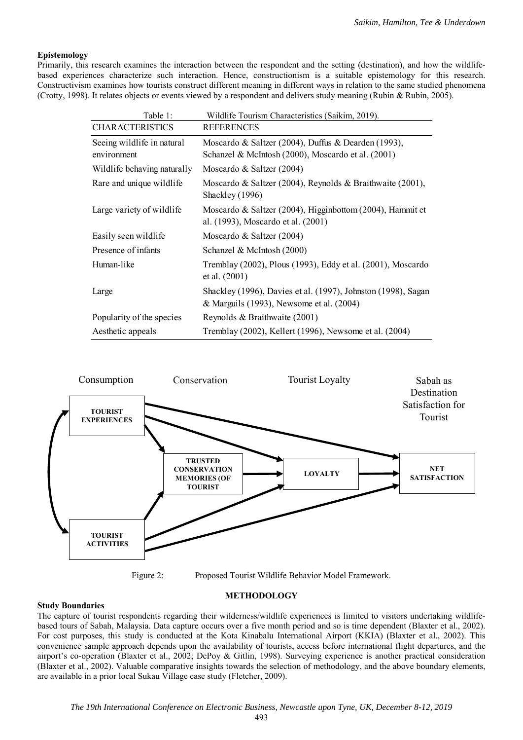**Epistemology**

Primarily, this research examines the interaction between the respondent and the setting (destination), and how the wildlife-based experiences characterize such interaction. Hence, constructionism is a suitable epistemology for this research. Constructivism examines how tourists construct different meaning in different ways in relation to the same studied phenomena (Crotty, 1998). It relates objects or events viewed by a respondent and delivers study meaning (Rubin & Rubin, 2005).

Table 1: Wildlife Tourism Characteristics (Saikim, 2019).

| CHARACTERISTICS | REFERENCES |
|---|---|
| Seeing wildlife in natural environment | Moscardo & Saltzer (2004), Duffus & Dearden (1993), Schanzel & McIntosh (2000), Moscardo et al. (2001) |
| Wildlife behaving naturally | Moscardo & Saltzer (2004) |
| Rare and unique wildlife | Moscardo & Saltzer (2004), Reynolds & Braithwaite (2001), Shackley (1996) |
| Large variety of wildlife | Moscardo & Saltzer (2004), Higginbottom (2004), Hammit et al. (1993), Moscardo et al. (2001) |
| Easily seen wildlife | Moscardo & Saltzer (2004) |
| Presence of infants | Schanzel & McIntosh (2000) |
| Human-like | Tremblay (2002), Plous (1993), Eddy et al. (2001), Moscardo et al. (2001) |
| Large | Shackley (1996), Davies et al. (1997), Johnston (1998), Sagan & Marguils (1993), Newsome et al. (2004) |
| Popularity of the species | Reynolds & Braithwaite (2001) |
| Aesthetic appeals | Tremblay (2002), Kellert (1996), Newsome et al. (2004) |

Consumption — Conservation — Tourist Loyalty — Sabah as Destination Satisfaction for Tourist

TOURIST EXPERIENCES; TOURIST ACTIVITIES; TRUSTED CONSERVATION MEMORIES (OF TOURIST; LOYALTY; NET SATISFACTION

Figure 2: Proposed Tourist Wildlife Behavior Model Framework.

## METHODOLOGY

**Study Boundaries**

The capture of tourist respondents regarding their wilderness/wildlife experiences is limited to visitors undertaking wildlife-based tours of Sabah, Malaysia. Data capture occurs over a five month period and so is time dependent (Blaxter et al., 2002). For cost purposes, this study is conducted at the Kota Kinabalu International Airport (KKIA) (Blaxter et al., 2002). This convenience sample approach depends upon the availability of tourists, access before international flight departures, and the airport's co-operation (Blaxter et al., 2002; DePoy & Gitlin, 1998). Surveying experience is another practical consideration (Blaxter et al., 2002). Valuable comparative insights towards the selection of methodology, and the above boundary elements, are available in a prior local Sukau Village case study (Fletcher, 2009).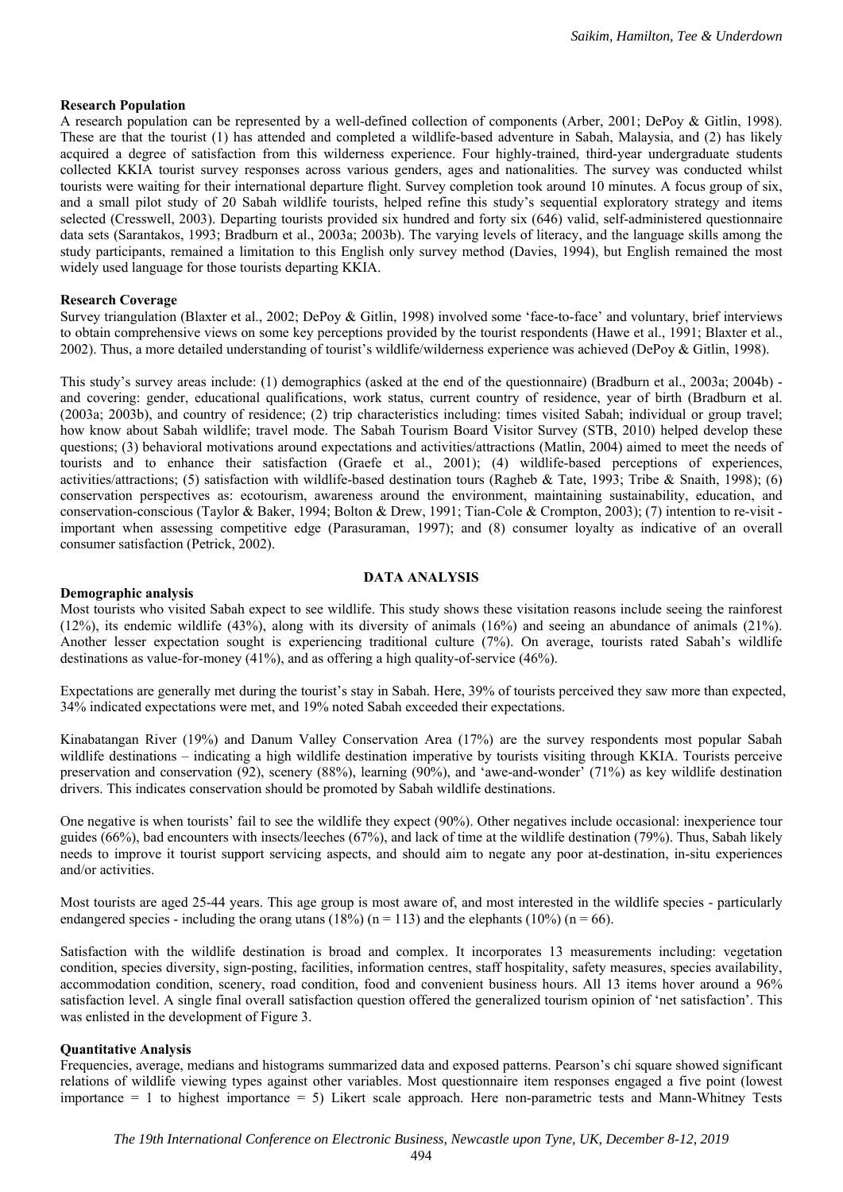**Research Population**

A research population can be represented by a well-defined collection of components (Arber, 2001; DePoy & Gitlin, 1998). These are that the tourist (1) has attended and completed a wildlife-based adventure in Sabah, Malaysia, and (2) has likely acquired a degree of satisfaction from this wilderness experience. Four highly-trained, third-year undergraduate students collected KKIA tourist survey responses across various genders, ages and nationalities. The survey was conducted whilst tourists were waiting for their international departure flight. Survey completion took around 10 minutes. A focus group of six, and a small pilot study of 20 Sabah wildlife tourists, helped refine this study's sequential exploratory strategy and items selected (Cresswell, 2003). Departing tourists provided six hundred and forty six (646) valid, self-administered questionnaire data sets (Sarantakos, 1993; Bradburn et al., 2003a; 2003b). The varying levels of literacy, and the language skills among the study participants, remained a limitation to this English only survey method (Davies, 1994), but English remained the most widely used language for those tourists departing KKIA.

**Research Coverage**

Survey triangulation (Blaxter et al., 2002; DePoy & Gitlin, 1998) involved some 'face-to-face' and voluntary, brief interviews to obtain comprehensive views on some key perceptions provided by the tourist respondents (Hawe et al., 1991; Blaxter et al., 2002). Thus, a more detailed understanding of tourist's wildlife/wilderness experience was achieved (DePoy & Gitlin, 1998).

This study's survey areas include: (1) demographics (asked at the end of the questionnaire) (Bradburn et al., 2003a; 2004b) - and covering: gender, educational qualifications, work status, current country of residence, year of birth (Bradburn et al. (2003a; 2003b), and country of residence; (2) trip characteristics including: times visited Sabah; individual or group travel; how know about Sabah wildlife; travel mode. The Sabah Tourism Board Visitor Survey (STB, 2010) helped develop these questions; (3) behavioral motivations around expectations and activities/attractions (Matlin, 2004) aimed to meet the needs of tourists and to enhance their satisfaction (Graefe et al., 2001); (4) wildlife-based perceptions of experiences, activities/attractions; (5) satisfaction with wildlife-based destination tours (Ragheb & Tate, 1993; Tribe & Snaith, 1998); (6) conservation perspectives as: ecotourism, awareness around the environment, maintaining sustainability, education, and conservation-conscious (Taylor & Baker, 1994; Bolton & Drew, 1991; Tian-Cole & Crompton, 2003); (7) intention to re-visit - important when assessing competitive edge (Parasuraman, 1997); and (8) consumer loyalty as indicative of an overall consumer satisfaction (Petrick, 2002).

## DATA ANALYSIS

**Demographic analysis**

Most tourists who visited Sabah expect to see wildlife. This study shows these visitation reasons include seeing the rainforest (12%), its endemic wildlife (43%), along with its diversity of animals (16%) and seeing an abundance of animals (21%). Another lesser expectation sought is experiencing traditional culture (7%). On average, tourists rated Sabah's wildlife destinations as value-for-money (41%), and as offering a high quality-of-service (46%).

Expectations are generally met during the tourist's stay in Sabah. Here, 39% of tourists perceived they saw more than expected, 34% indicated expectations were met, and 19% noted Sabah exceeded their expectations.

Kinabatangan River (19%) and Danum Valley Conservation Area (17%) are the survey respondents most popular Sabah wildlife destinations – indicating a high wildlife destination imperative by tourists visiting through KKIA. Tourists perceive preservation and conservation (92), scenery (88%), learning (90%), and 'awe-and-wonder' (71%) as key wildlife destination drivers. This indicates conservation should be promoted by Sabah wildlife destinations.

One negative is when tourists' fail to see the wildlife they expect (90%). Other negatives include occasional: inexperience tour guides (66%), bad encounters with insects/leeches (67%), and lack of time at the wildlife destination (79%). Thus, Sabah likely needs to improve it tourist support servicing aspects, and should aim to negate any poor at-destination, in-situ experiences and/or activities.

Most tourists are aged 25-44 years. This age group is most aware of, and most interested in the wildlife species - particularly endangered species - including the orang utans (18%) ($n = 113$) and the elephants (10%) ($n = 66$).

Satisfaction with the wildlife destination is broad and complex. It incorporates 13 measurements including: vegetation condition, species diversity, sign-posting, facilities, information centres, staff hospitality, safety measures, species availability, accommodation condition, scenery, road condition, food and convenient business hours. All 13 items hover around a 96% satisfaction level. A single final overall satisfaction question offered the generalized tourism opinion of 'net satisfaction'. This was enlisted in the development of Figure 3.

**Quantitative Analysis**

Frequencies, average, medians and histograms summarized data and exposed patterns. Pearson's chi square showed significant relations of wildlife viewing types against other variables. Most questionnaire item responses engaged a five point (lowest importance = 1 to highest importance = 5) Likert scale approach. Here non-parametric tests and Mann-Whitney Tests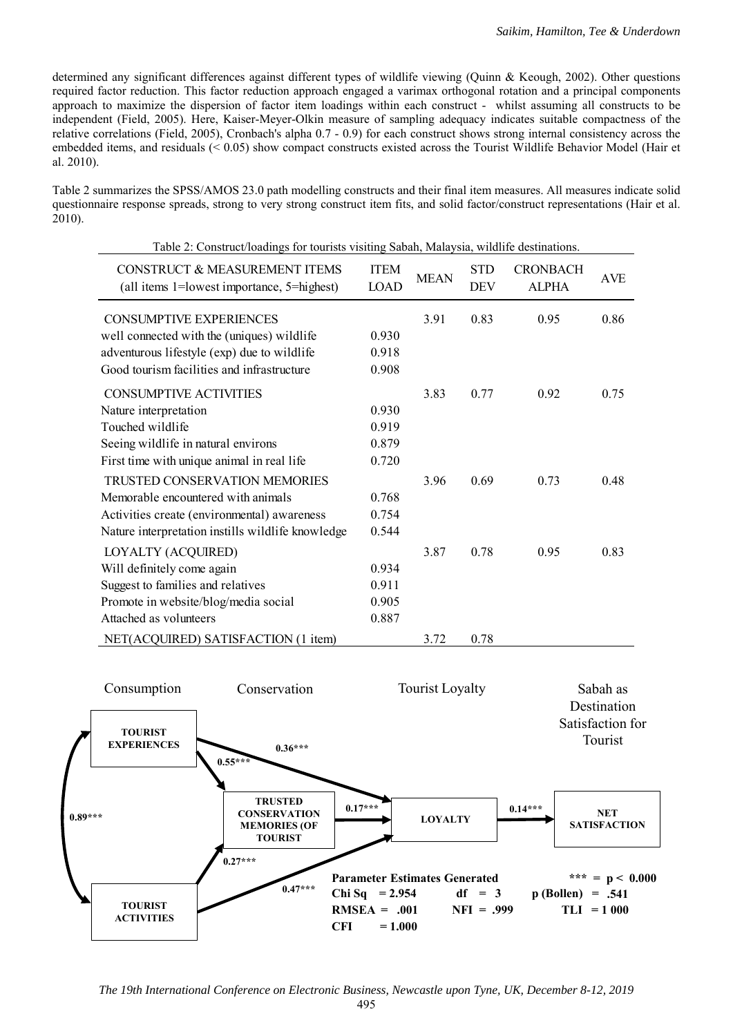determined any significant differences against different types of wildlife viewing (Quinn & Keough, 2002). Other questions required factor reduction. This factor reduction approach engaged a varimax orthogonal rotation and a principal components approach to maximize the dispersion of factor item loadings within each construct - whilst assuming all constructs to be independent (Field, 2005). Here, Kaiser-Meyer-Olkin measure of sampling adequacy indicates suitable compactness of the relative correlations (Field, 2005), Cronbach's alpha 0.7 - 0.9) for each construct shows strong internal consistency across the embedded items, and residuals (< 0.05) show compact constructs existed across the Tourist Wildlife Behavior Model (Hair et al. 2010).

Table 2 summarizes the SPSS/AMOS 23.0 path modelling constructs and their final item measures. All measures indicate solid questionnaire response spreads, strong to very strong construct item fits, and solid factor/construct representations (Hair et al. 2010).

Table 2: Construct/loadings for tourists visiting Sabah, Malaysia, wildlife destinations.

| CONSTRUCT & MEASUREMENT ITEMS (all items 1=lowest importance, 5=highest) | ITEM LOAD | MEAN | STD DEV | CRONBACH ALPHA | AVE |
|---|---|---|---|---|---|
| CONSUMPTIVE EXPERIENCES | | 3.91 | 0.83 | 0.95 | 0.86 |
| well connected with the (uniques) wildlife | 0.930 | | | | |
| adventurous lifestyle (exp) due to wildlife | 0.918 | | | | |
| Good tourism facilities and infrastructure | 0.908 | | | | |
| CONSUMPTIVE ACTIVITIES | | 3.83 | 0.77 | 0.92 | 0.75 |
| Nature interpretation | 0.930 | | | | |
| Touched wildlife | 0.919 | | | | |
| Seeing wildlife in natural environs | 0.879 | | | | |
| First time with unique animal in real life | 0.720 | | | | |
| TRUSTED CONSERVATION MEMORIES | | 3.96 | 0.69 | 0.73 | 0.48 |
| Memorable encountered with animals | 0.768 | | | | |
| Activities create (environmental) awareness | 0.754 | | | | |
| Nature interpretation instills wildlife knowledge | 0.544 | | | | |
| LOYALTY (ACQUIRED) | | 3.87 | 0.78 | 0.95 | 0.83 |
| Will definitely come again | 0.934 | | | | |
| Suggest to families and relatives | 0.911 | | | | |
| Promote in website/blog/media social | 0.905 | | | | |
| Attached as volunteers | 0.887 | | | | |
| NET(ACQUIRED) SATISFACTION (1 item) | | 3.72 | 0.78 | | |

Consumption | Conservation | Tourist Loyalty | Sabah as Destination Satisfaction for Tourist

**TOURIST EXPERIENCES** → **TRUSTED CONSERVATION MEMORIES (OF TOURIST**: **0.55*****
**TOURIST EXPERIENCES** → **LOYALTY**: **0.36*****
**TOURIST ACTIVITIES** → **TRUSTED CONSERVATION MEMORIES (OF TOURIST**: **0.27*****
**TOURIST ACTIVITIES** → **LOYALTY**: **0.47*****
**TRUSTED CONSERVATION MEMORIES (OF TOURIST** → **LOYALTY**: **0.17*****
**LOYALTY** → **NET SATISFACTION**: **0.14*****
**TOURIST EXPERIENCES** ↔ **TOURIST ACTIVITIES**: **0.89*****

**Parameter Estimates Generated** &nbsp;&nbsp; ***** = p < 0.000**
**Chi Sq = 2.954** &nbsp;&nbsp; **df = 3** &nbsp;&nbsp; **p (Bollen) = .541**
**RMSEA = .001** &nbsp;&nbsp; **NFI = .999** &nbsp;&nbsp; **TLI = 1 000**
**CFI = 1.000**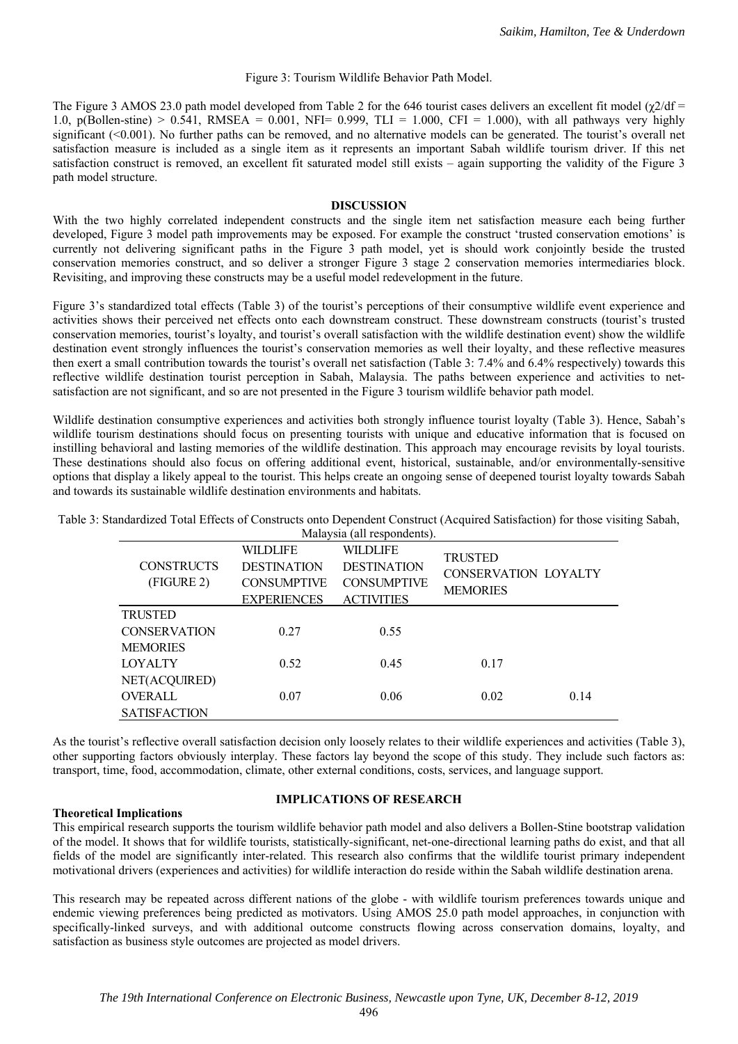Figure 3: Tourism Wildlife Behavior Path Model.

The Figure 3 AMOS 23.0 path model developed from Table 2 for the 646 tourist cases delivers an excellent fit model ($\chi 2/df$ = 1.0, p(Bollen-stine) > 0.541, RMSEA = 0.001, NFI= 0.999, TLI = 1.000, CFI = 1.000), with all pathways very highly significant (<0.001). No further paths can be removed, and no alternative models can be generated. The tourist's overall net satisfaction measure is included as a single item as it represents an important Sabah wildlife tourism driver. If this net satisfaction construct is removed, an excellent fit saturated model still exists – again supporting the validity of the Figure 3 path model structure.

## DISCUSSION

With the two highly correlated independent constructs and the single item net satisfaction measure each being further developed, Figure 3 model path improvements may be exposed. For example the construct 'trusted conservation emotions' is currently not delivering significant paths in the Figure 3 path model, yet is should work conjointly beside the trusted conservation memories construct, and so deliver a stronger Figure 3 stage 2 conservation memories intermediaries block. Revisiting, and improving these constructs may be a useful model redevelopment in the future.

Figure 3's standardized total effects (Table 3) of the tourist's perceptions of their consumptive wildlife event experience and activities shows their perceived net effects onto each downstream construct. These downstream constructs (tourist's trusted conservation memories, tourist's loyalty, and tourist's overall satisfaction with the wildlife destination event) show the wildlife destination event strongly influences the tourist's conservation memories as well their loyalty, and these reflective measures then exert a small contribution towards the tourist's overall net satisfaction (Table 3: 7.4% and 6.4% respectively) towards this reflective wildlife destination tourist perception in Sabah, Malaysia. The paths between experience and activities to net-satisfaction are not significant, and so are not presented in the Figure 3 tourism wildlife behavior path model.

Wildlife destination consumptive experiences and activities both strongly influence tourist loyalty (Table 3). Hence, Sabah's wildlife tourism destinations should focus on presenting tourists with unique and educative information that is focused on instilling behavioral and lasting memories of the wildlife destination. This approach may encourage revisits by loyal tourists. These destinations should also focus on offering additional event, historical, sustainable, and/or environmentally-sensitive options that display a likely appeal to the tourist. This helps create an ongoing sense of deepened tourist loyalty towards Sabah and towards its sustainable wildlife destination environments and habitats.

Table 3: Standardized Total Effects of Constructs onto Dependent Construct (Acquired Satisfaction) for those visiting Sabah, Malaysia (all respondents).

| CONSTRUCTS (FIGURE 2) | WILDLIFE DESTINATION CONSUMPTIVE EXPERIENCES | WILDLIFE DESTINATION CONSUMPTIVE ACTIVITIES | TRUSTED CONSERVATION MEMORIES | LOYALTY |
|---|---|---|---|---|
| TRUSTED CONSERVATION MEMORIES | 0.27 | 0.55 | | |
| LOYALTY | 0.52 | 0.45 | 0.17 | |
| NET(ACQUIRED) OVERALL SATISFACTION | 0.07 | 0.06 | 0.02 | 0.14 |

As the tourist's reflective overall satisfaction decision only loosely relates to their wildlife experiences and activities (Table 3), other supporting factors obviously interplay. These factors lay beyond the scope of this study. They include such factors as: transport, time, food, accommodation, climate, other external conditions, costs, services, and language support.

## IMPLICATIONS OF RESEARCH

### Theoretical Implications

This empirical research supports the tourism wildlife behavior path model and also delivers a Bollen-Stine bootstrap validation of the model. It shows that for wildlife tourists, statistically-significant, net-one-directional learning paths do exist, and that all fields of the model are significantly inter-related. This research also confirms that the wildlife tourist primary independent motivational drivers (experiences and activities) for wildlife interaction do reside within the Sabah wildlife destination arena.

This research may be repeated across different nations of the globe - with wildlife tourism preferences towards unique and endemic viewing preferences being predicted as motivators. Using AMOS 25.0 path model approaches, in conjunction with specifically-linked surveys, and with additional outcome constructs flowing across conservation domains, loyalty, and satisfaction as business style outcomes are projected as model drivers.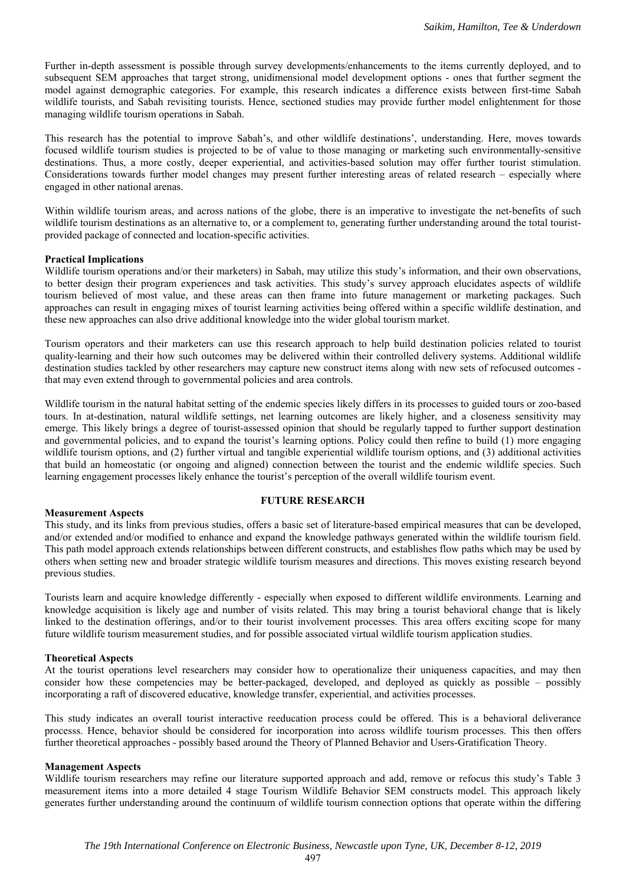Further in-depth assessment is possible through survey developments/enhancements to the items currently deployed, and to subsequent SEM approaches that target strong, unidimensional model development options - ones that further segment the model against demographic categories. For example, this research indicates a difference exists between first-time Sabah wildlife tourists, and Sabah revisiting tourists. Hence, sectioned studies may provide further model enlightenment for those managing wildlife tourism operations in Sabah.

This research has the potential to improve Sabah's, and other wildlife destinations', understanding. Here, moves towards focused wildlife tourism studies is projected to be of value to those managing or marketing such environmentally-sensitive destinations. Thus, a more costly, deeper experiential, and activities-based solution may offer further tourist stimulation. Considerations towards further model changes may present further interesting areas of related research – especially where engaged in other national arenas.

Within wildlife tourism areas, and across nations of the globe, there is an imperative to investigate the net-benefits of such wildlife tourism destinations as an alternative to, or a complement to, generating further understanding around the total tourist-provided package of connected and location-specific activities.

**Practical Implications**

Wildlife tourism operations and/or their marketers) in Sabah, may utilize this study's information, and their own observations, to better design their program experiences and task activities. This study's survey approach elucidates aspects of wildlife tourism believed of most value, and these areas can then frame into future management or marketing packages. Such approaches can result in engaging mixes of tourist learning activities being offered within a specific wildlife destination, and these new approaches can also drive additional knowledge into the wider global tourism market.

Tourism operators and their marketers can use this research approach to help build destination policies related to tourist quality-learning and their how such outcomes may be delivered within their controlled delivery systems. Additional wildlife destination studies tackled by other researchers may capture new construct items along with new sets of refocused outcomes - that may even extend through to governmental policies and area controls.

Wildlife tourism in the natural habitat setting of the endemic species likely differs in its processes to guided tours or zoo-based tours. In at-destination, natural wildlife settings, net learning outcomes are likely higher, and a closeness sensitivity may emerge. This likely brings a degree of tourist-assessed opinion that should be regularly tapped to further support destination and governmental policies, and to expand the tourist's learning options. Policy could then refine to build (1) more engaging wildlife tourism options, and (2) further virtual and tangible experiential wildlife tourism options, and (3) additional activities that build an homeostatic (or ongoing and aligned) connection between the tourist and the endemic wildlife species. Such learning engagement processes likely enhance the tourist's perception of the overall wildlife tourism event.

## FUTURE RESEARCH

**Measurement Aspects**

This study, and its links from previous studies, offers a basic set of literature-based empirical measures that can be developed, and/or extended and/or modified to enhance and expand the knowledge pathways generated within the wildlife tourism field. This path model approach extends relationships between different constructs, and establishes flow paths which may be used by others when setting new and broader strategic wildlife tourism measures and directions. This moves existing research beyond previous studies.

Tourists learn and acquire knowledge differently - especially when exposed to different wildlife environments. Learning and knowledge acquisition is likely age and number of visits related. This may bring a tourist behavioral change that is likely linked to the destination offerings, and/or to their tourist involvement processes. This area offers exciting scope for many future wildlife tourism measurement studies, and for possible associated virtual wildlife tourism application studies.

**Theoretical Aspects**

At the tourist operations level researchers may consider how to operationalize their uniqueness capacities, and may then consider how these competencies may be better-packaged, developed, and deployed as quickly as possible – possibly incorporating a raft of discovered educative, knowledge transfer, experiential, and activities processes.

This study indicates an overall tourist interactive reeducation process could be offered. This is a behavioral deliverance processs. Hence, behavior should be considered for incorporation into across wildlife tourism processes. This then offers further theoretical approaches - possibly based around the Theory of Planned Behavior and Users-Gratification Theory.

**Management Aspects**

Wildlife tourism researchers may refine our literature supported approach and add, remove or refocus this study's Table 3 measurement items into a more detailed 4 stage Tourism Wildlife Behavior SEM constructs model. This approach likely generates further understanding around the continuum of wildlife tourism connection options that operate within the differing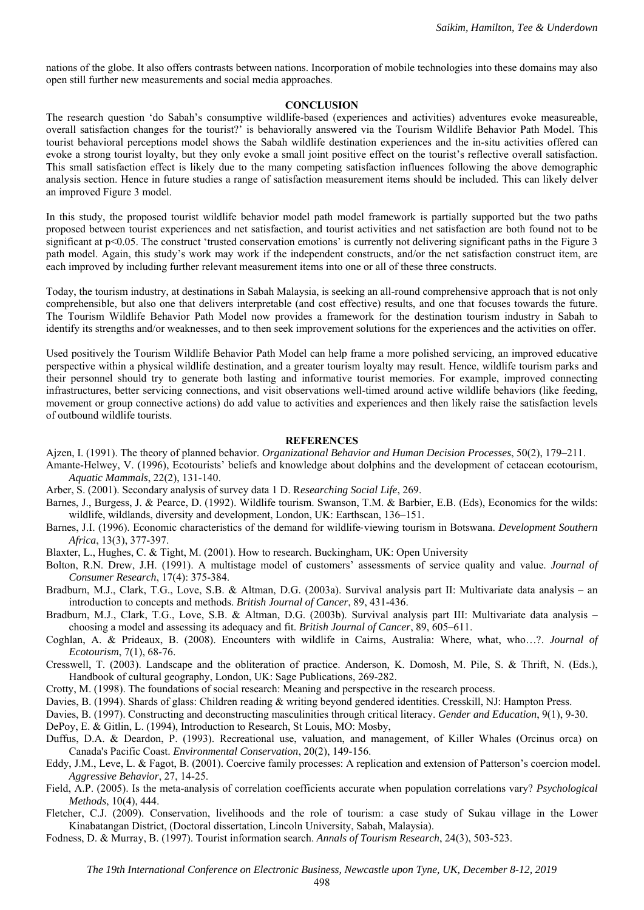nations of the globe. It also offers contrasts between nations. Incorporation of mobile technologies into these domains may also open still further new measurements and social media approaches.

## CONCLUSION

The research question 'do Sabah's consumptive wildlife-based (experiences and activities) adventures evoke measureable, overall satisfaction changes for the tourist?' is behaviorally answered via the Tourism Wildlife Behavior Path Model. This tourist behavioral perceptions model shows the Sabah wildlife destination experiences and the in-situ activities offered can evoke a strong tourist loyalty, but they only evoke a small joint positive effect on the tourist's reflective overall satisfaction. This small satisfaction effect is likely due to the many competing satisfaction influences following the above demographic analysis section. Hence in future studies a range of satisfaction measurement items should be included. This can likely delver an improved Figure 3 model.

In this study, the proposed tourist wildlife behavior model path model framework is partially supported but the two paths proposed between tourist experiences and net satisfaction, and tourist activities and net satisfaction are both found not to be significant at $p<0.05$. The construct 'trusted conservation emotions' is currently not delivering significant paths in the Figure 3 path model. Again, this study's work may work if the independent constructs, and/or the net satisfaction construct item, are each improved by including further relevant measurement items into one or all of these three constructs.

Today, the tourism industry, at destinations in Sabah Malaysia, is seeking an all-round comprehensive approach that is not only comprehensible, but also one that delivers interpretable (and cost effective) results, and one that focuses towards the future. The Tourism Wildlife Behavior Path Model now provides a framework for the destination tourism industry in Sabah to identify its strengths and/or weaknesses, and to then seek improvement solutions for the experiences and the activities on offer.

Used positively the Tourism Wildlife Behavior Path Model can help frame a more polished servicing, an improved educative perspective within a physical wildlife destination, and a greater tourism loyalty may result. Hence, wildlife tourism parks and their personnel should try to generate both lasting and informative tourist memories. For example, improved connecting infrastructures, better servicing connections, and visit observations well-timed around active wildlife behaviors (like feeding, movement or group connective actions) do add value to activities and experiences and then likely raise the satisfaction levels of outbound wildlife tourists.

## REFERENCES

Ajzen, I. (1991). The theory of planned behavior. *Organizational Behavior and Human Decision Processes*, 50(2), 179–211.

Amante-Helwey, V. (1996), Ecotourists' beliefs and knowledge about dolphins and the development of cetacean ecotourism, *Aquatic Mammals*, 22(2), 131-140.

Arber, S. (2001). Secondary analysis of survey data 1 D. R*esearching Social Life*, 269.

Barnes, J., Burgess, J. & Pearce, D. (1992). Wildlife tourism. Swanson, T.M. & Barbier, E.B. (Eds), Economics for the wilds: wildlife, wildlands, diversity and development, London, UK: Earthscan, 136–151.

Barnes, J.I. (1996). Economic characteristics of the demand for wildlife‐viewing tourism in Botswana. *Development Southern Africa*, 13(3), 377-397.

Blaxter, L., Hughes, C. & Tight, M. (2001). How to research. Buckingham, UK: Open University

Bolton, R.N. Drew, J.H. (1991). A multistage model of customers' assessments of service quality and value. *Journal of Consumer Research*, 17(4): 375-384.

Bradburn, M.J., Clark, T.G., Love, S.B. & Altman, D.G. (2003a). Survival analysis part II: Multivariate data analysis – an introduction to concepts and methods. *British Journal of Cancer*, 89, 431-436.

Bradburn, M.J., Clark, T.G., Love, S.B. & Altman, D.G. (2003b). Survival analysis part III: Multivariate data analysis – choosing a model and assessing its adequacy and fit. *British Journal of Cancer*, 89, 605–611.

Coghlan, A. & Prideaux, B. (2008). Encounters with wildlife in Cairns, Australia: Where, what, who…?. *Journal of Ecotourism*, 7(1), 68-76.

Cresswell, T. (2003). Landscape and the obliteration of practice. Anderson, K. Domosh, M. Pile, S. & Thrift, N. (Eds.), Handbook of cultural geography, London, UK: Sage Publications, 269-282.

Crotty, M. (1998). The foundations of social research: Meaning and perspective in the research process.

Davies, B. (1994). Shards of glass: Children reading & writing beyond gendered identities. Cresskill, NJ: Hampton Press.

Davies, B. (1997). Constructing and deconstructing masculinities through critical literacy. *Gender and Education*, 9(1), 9-30.

DePoy, E. & Gitlin, L. (1994), Introduction to Research, St Louis, MO: Mosby,

Duffus, D.A. & Deardon, P. (1993). Recreational use, valuation, and management, of Killer Whales (Orcinus orca) on Canada's Pacific Coast. *Environmental Conservation*, 20(2), 149-156.

Eddy, J.M., Leve, L. & Fagot, B. (2001). Coercive family processes: A replication and extension of Patterson's coercion model. *Aggressive Behavior*, 27, 14-25.

Field, A.P. (2005). Is the meta-analysis of correlation coefficients accurate when population correlations vary? *Psychological Methods*, 10(4), 444.

Fletcher, C.J. (2009). Conservation, livelihoods and the role of tourism: a case study of Sukau village in the Lower Kinabatangan District, (Doctoral dissertation, Lincoln University, Sabah, Malaysia).

Fodness, D. & Murray, B. (1997). Tourist information search. *Annals of Tourism Research*, 24(3), 503-523.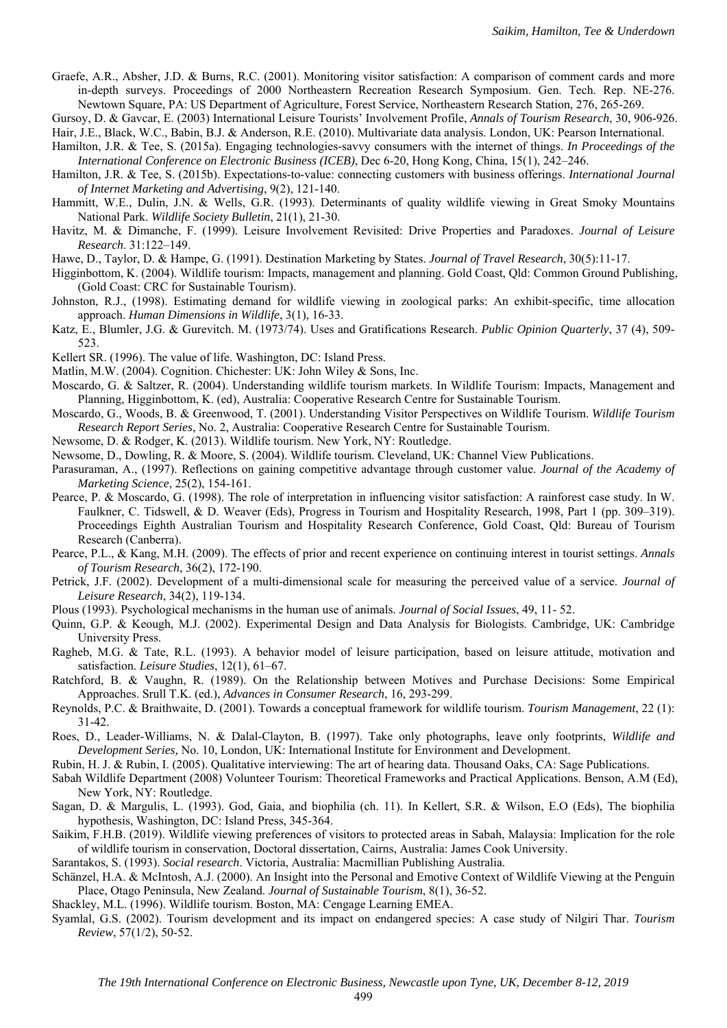Graefe, A.R., Absher, J.D. & Burns, R.C. (2001). Monitoring visitor satisfaction: A comparison of comment cards and more in-depth surveys. Proceedings of 2000 Northeastern Recreation Research Symposium. Gen. Tech. Rep. NE-276. Newtown Square, PA: US Department of Agriculture, Forest Service, Northeastern Research Station, 276, 265-269.

Gursoy, D. & Gavcar, E. (2003) International Leisure Tourists' Involvement Profile, *Annals of Tourism Research*, 30, 906-926.

Hair, J.E., Black, W.C., Babin, B.J. & Anderson, R.E. (2010). Multivariate data analysis. London, UK: Pearson International.

Hamilton, J.R. & Tee, S. (2015a). Engaging technologies-savvy consumers with the internet of things. *In Proceedings of the International Conference on Electronic Business (ICEB)*, Dec 6-20, Hong Kong, China, 15(1), 242–246.

Hamilton, J.R. & Tee, S. (2015b). Expectations-to-value: connecting customers with business offerings. *International Journal of Internet Marketing and Advertising*, 9(2), 121-140.

Hammitt, W.E., Dulin, J.N. & Wells, G.R. (1993). Determinants of quality wildlife viewing in Great Smoky Mountains National Park. *Wildlife Society Bulletin*, 21(1), 21-30.

Havitz, M. & Dimanche, F. (1999). Leisure Involvement Revisited: Drive Properties and Paradoxes. *Journal of Leisure Research*. 31:122–149.

Hawe, D., Taylor, D. & Hampe, G. (1991). Destination Marketing by States. *Journal of Travel Research*, 30(5):11-17.

Higginbottom, K. (2004). Wildlife tourism: Impacts, management and planning. Gold Coast, Qld: Common Ground Publishing, (Gold Coast: CRC for Sustainable Tourism).

Johnston, R.J., (1998). Estimating demand for wildlife viewing in zoological parks: An exhibit-specific, time allocation approach. *Human Dimensions in Wildlife*, 3(1), 16-33.

Katz, E., Blumler, J.G. & Gurevitch. M. (1973/74). Uses and Gratifications Research. *Public Opinion Quarterly*, 37 (4), 509-523.

Kellert SR. (1996). The value of life. Washington, DC: Island Press.

Matlin, M.W. (2004). Cognition. Chichester: UK: John Wiley & Sons, Inc.

Moscardo, G. & Saltzer, R. (2004). Understanding wildlife tourism markets. In Wildlife Tourism: Impacts, Management and Planning, Higginbottom, K. (ed), Australia: Cooperative Research Centre for Sustainable Tourism.

Moscardo, G., Woods, B. & Greenwood, T. (2001). Understanding Visitor Perspectives on Wildlife Tourism. *Wildlife Tourism Research Report Series*, No. 2, Australia: Cooperative Research Centre for Sustainable Tourism.

Newsome, D. & Rodger, K. (2013). Wildlife tourism. New York, NY: Routledge.

Newsome, D., Dowling, R. & Moore, S. (2004). Wildlife tourism. Cleveland, UK: Channel View Publications.

Parasuraman, A., (1997). Reflections on gaining competitive advantage through customer value. *Journal of the Academy of Marketing Science*, 25(2), 154-161.

Pearce, P. & Moscardo, G. (1998). The role of interpretation in influencing visitor satisfaction: A rainforest case study. In W. Faulkner, C. Tidswell, & D. Weaver (Eds), Progress in Tourism and Hospitality Research, 1998, Part 1 (pp. 309–319). Proceedings Eighth Australian Tourism and Hospitality Research Conference, Gold Coast, Qld: Bureau of Tourism Research (Canberra).

Pearce, P.L., & Kang, M.H. (2009). The effects of prior and recent experience on continuing interest in tourist settings. *Annals of Tourism Research*, 36(2), 172-190.

Petrick, J.F. (2002). Development of a multi-dimensional scale for measuring the perceived value of a service. *Journal of Leisure Research*, 34(2), 119-134.

Plous (1993). Psychological mechanisms in the human use of animals. *Journal of Social Issues*, 49, 11- 52.

Quinn, G.P. & Keough, M.J. (2002). Experimental Design and Data Analysis for Biologists. Cambridge, UK: Cambridge University Press.

Ragheb, M.G. & Tate, R.L. (1993). A behavior model of leisure participation, based on leisure attitude, motivation and satisfaction. *Leisure Studies*, 12(1), 61–67.

Ratchford, B. & Vaughn, R. (1989). On the Relationship between Motives and Purchase Decisions: Some Empirical Approaches. Srull T.K. (ed.), *Advances in Consumer Research*, 16, 293-299.

Reynolds, P.C. & Braithwaite, D. (2001). Towards a conceptual framework for wildlife tourism. *Tourism Management*, 22 (1): 31-42.

Roes, D., Leader-Williams, N. & Dalal-Clayton, B. (1997). Take only photographs, leave only footprints, *Wildlife and Development Series,* No. 10, London, UK: International Institute for Environment and Development.

Rubin, H. J. & Rubin, I. (2005). Qualitative interviewing: The art of hearing data. Thousand Oaks, CA: Sage Publications.

Sabah Wildlife Department (2008) Volunteer Tourism: Theoretical Frameworks and Practical Applications. Benson, A.M (Ed), New York, NY: Routledge.

Sagan, D. & Margulis, L. (1993). God, Gaia, and biophilia (ch. 11). In Kellert, S.R. & Wilson, E.O (Eds), The biophilia hypothesis, Washington, DC: Island Press, 345-364.

Saikim, F.H.B. (2019). Wildlife viewing preferences of visitors to protected areas in Sabah, Malaysia: Implication for the role of wildlife tourism in conservation, Doctoral dissertation, Cairns, Australia: James Cook University.

Sarantakos, S. (1993). *Social research*. Victoria, Australia: Macmillian Publishing Australia.

Schänzel, H.A. & McIntosh, A.J. (2000). An Insight into the Personal and Emotive Context of Wildlife Viewing at the Penguin Place, Otago Peninsula, New Zealand. *Journal of Sustainable Tourism*, 8(1), 36-52.

Shackley, M.L. (1996). Wildlife tourism. Boston, MA: Cengage Learning EMEA.

Syamlal, G.S. (2002). Tourism development and its impact on endangered species: A case study of Nilgiri Thar. *Tourism Review*, 57(1/2), 50-52.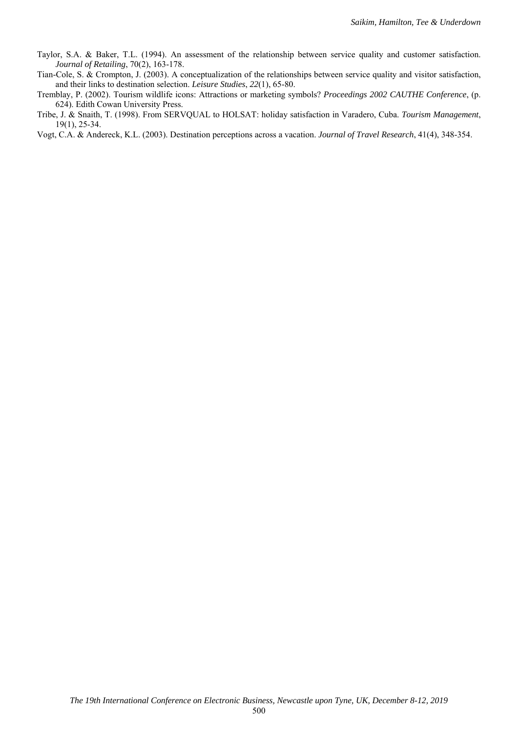Taylor, S.A. & Baker, T.L. (1994). An assessment of the relationship between service quality and customer satisfaction. *Journal of Retailing*, 70(2), 163-178.

Tian-Cole, S. & Crompton, J. (2003). A conceptualization of the relationships between service quality and visitor satisfaction, and their links to destination selection. *Leisure Studies*, *22*(1), 65-80.

Tremblay, P. (2002). Tourism wildlife icons: Attractions or marketing symbols? *Proceedings 2002 CAUTHE Conference*, (p. 624). Edith Cowan University Press.

Tribe, J. & Snaith, T. (1998). From SERVQUAL to HOLSAT: holiday satisfaction in Varadero, Cuba. *Tourism Management*, 19(1), 25-34.

Vogt, C.A. & Andereck, K.L. (2003). Destination perceptions across a vacation. *Journal of Travel Research*, 41(4), 348-354.